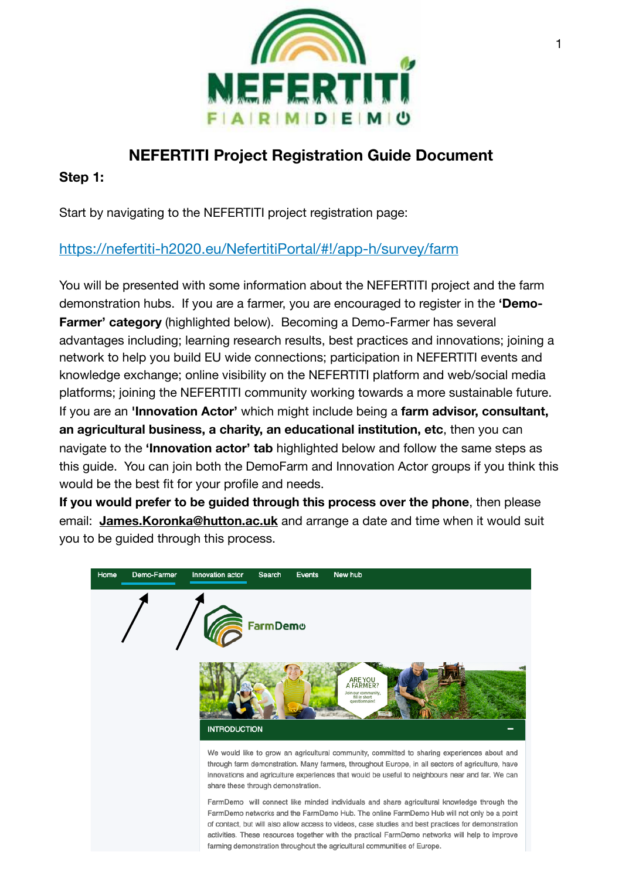# NEFERTITI Project Registration Guide Document

**Step 1:**

Start by navigating to the NEFERTITI project registration page:

https://nefertiti-h2020.eu/NefertitiPortal/#!/app-h/survey/farm

You will be presented with some information about the NEFERTITI project and the farm demonstration hubs. If you are a farmer, you are encouraged to register in the **'Demo-Farmer' category** (highlighted below). Becoming a Demo-Farmer has several advantages including; learning research results, best practices and innovations; joining a network to help you build EU wide connections; participation in NEFERTITI events and knowledge exchange; online visibility on the NEFERTITI platform and web/social media platforms; joining the NEFERTITI community working towards a more sustainable future. If you are an **'Innovation Actor'** which might include being a **farm advisor, consultant, an agricultural business, a charity, an educational institution, etc**, then you can navigate to the **'Innovation actor' tab** highlighted below and follow the same steps as this guide. You can join both the DemoFarm and Innovation Actor groups if you think this would be the best fit for your profile and needs.

**If you would prefer to be guided through this process over the phone**, then please email: **James.Koronka@hutton.ac.uk** and arrange a date and time when it would suit you to be guided through this process.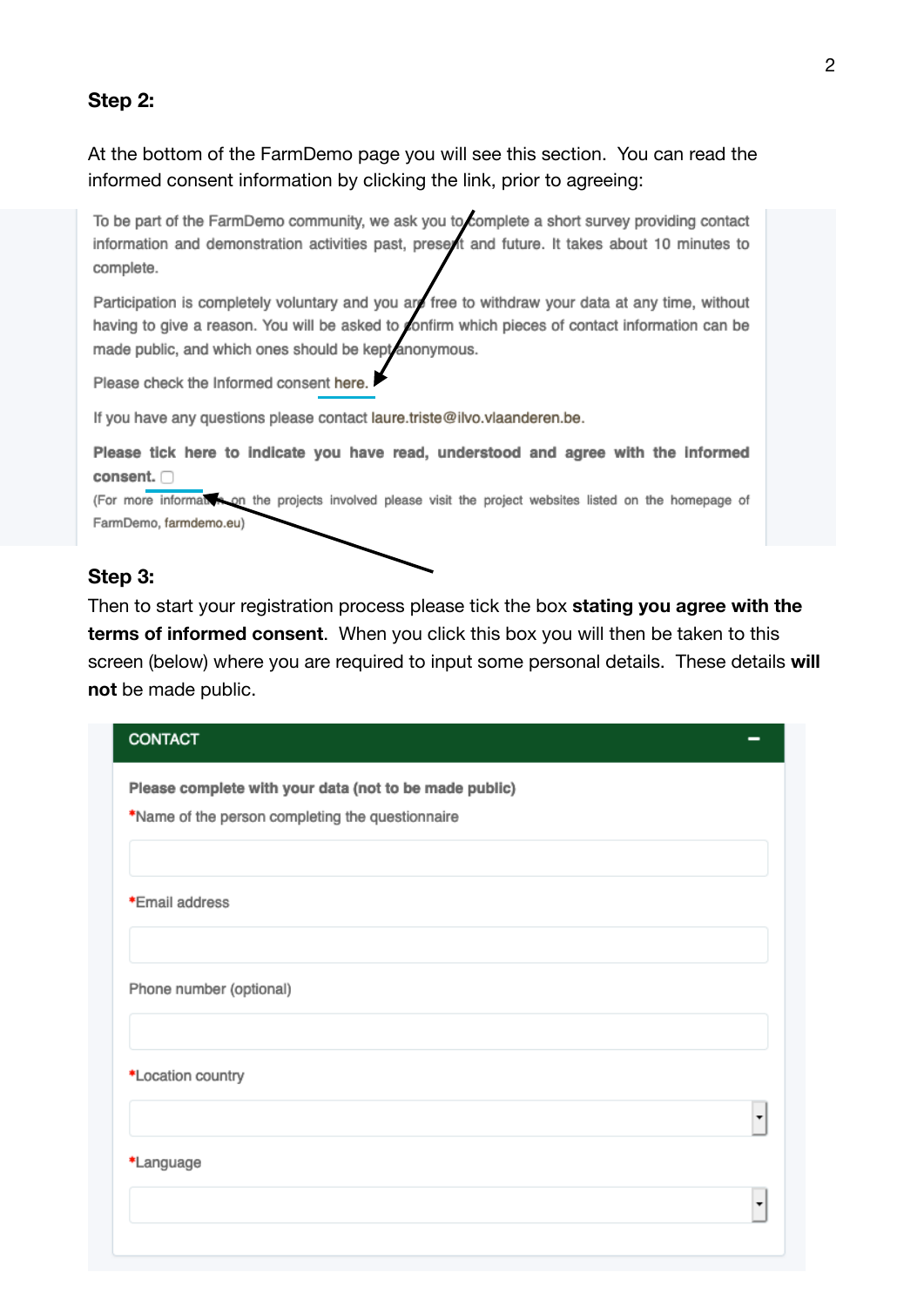**Step 2:**

At the bottom of the FarmDemo page you will see this section. You can read the informed consent information by clicking the link, prior to agreeing:

To be part of the FarmDemo community, we ask you to complete a short survey providing contact information and demonstration activities past, present and future. It takes about 10 minutes to complete.

Participation is completely voluntary and you are free to withdraw your data at any time, without having to give a reason. You will be asked to confirm which pieces of contact information can be made public, and which ones should be kept anonymous.

Please check the Informed consent here.

If you have any questions please contact laure.triste@ilvo.vlaanderen.be.

**Please tick here to indicate you have read, understood and agree with the informed consent.** ☐

(For more information on the projects involved please visit the project websites listed on the homepage of FarmDemo, farmdemo.eu)

**Step 3:**

Then to start your registration process please tick the box **stating you agree with the terms of informed consent**. When you click this box you will then be taken to this screen (below) where you are required to input some personal details. These details **will not** be made public.

CONTACT

**Please complete with your data (not to be made public)**

*Name of the person completing the questionnaire

*Email address

Phone number (optional)

*Location country

*Language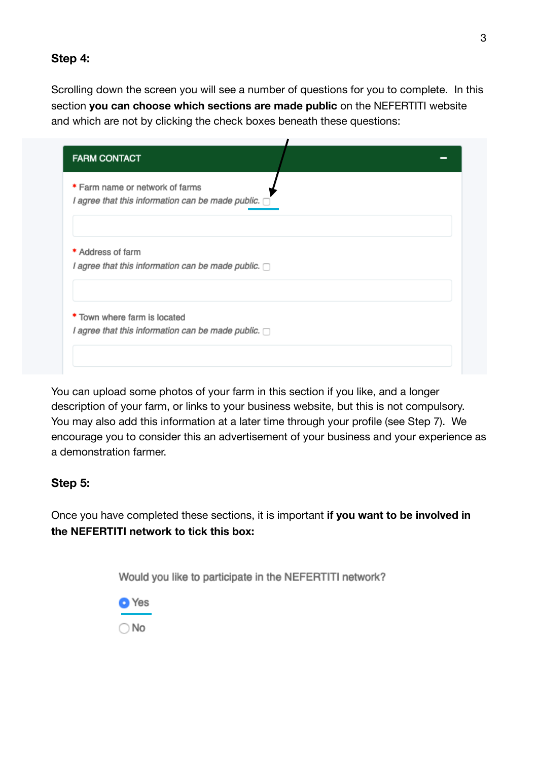**Step 4:**

Scrolling down the screen you will see a number of questions for you to complete. In this section **you can choose which sections are made public** on the NEFERTITI website and which are not by clicking the check boxes beneath these questions:

FARM CONTACT

\* Farm name or network of farms
*I agree that this information can be made public.* ☐

\* Address of farm
*I agree that this information can be made public.* ☐

\* Town where farm is located
*I agree that this information can be made public.* ☐

You can upload some photos of your farm in this section if you like, and a longer description of your farm, or links to your business website, but this is not compulsory. You may also add this information at a later time through your profile (see Step 7). We encourage you to consider this an advertisement of your business and your experience as a demonstration farmer.

**Step 5:**

Once you have completed these sections, it is important **if you want to be involved in the NEFERTITI network to tick this box:**

Would you like to participate in the NEFERTITI network?

◉ Yes

○ No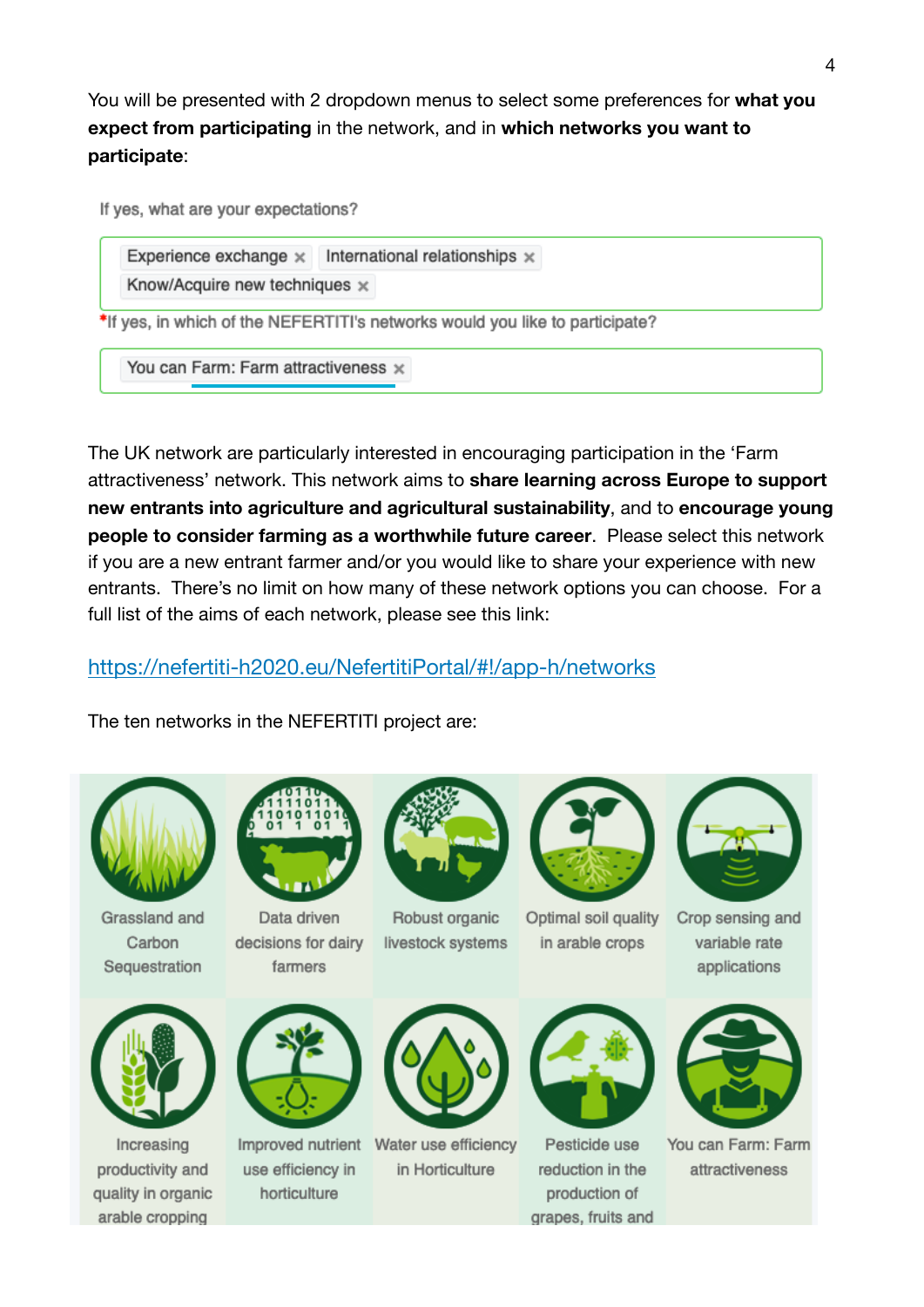You will be presented with 2 dropdown menus to select some preferences for **what you expect from participating** in the network, and in **which networks you want to participate**:

If yes, what are your expectations?

Experience exchange × International relationships × Know/Acquire new techniques ×

*If yes, in which of the NEFERTITI's networks would you like to participate?

You can Farm: Farm attractiveness ×

The UK network are particularly interested in encouraging participation in the 'Farm attractiveness' network. This network aims to **share learning across Europe to support new entrants into agriculture and agricultural sustainability**, and to **encourage young people to consider farming as a worthwhile future career**. Please select this network if you are a new entrant farmer and/or you would like to share your experience with new entrants. There's no limit on how many of these network options you can choose. For a full list of the aims of each network, please see this link:

https://nefertiti-h2020.eu/NefertitiPortal/#!/app-h/networks

The ten networks in the NEFERTITI project are:

- Grassland and Carbon Sequestration
- Data driven decisions for dairy farmers
- Robust organic livestock systems
- Optimal soil quality in arable crops
- Crop sensing and variable rate applications
- Increasing productivity and quality in organic arable cropping
- Improved nutrient use efficiency in horticulture
- Water use efficiency in Horticulture
- Pesticide use reduction in the production of grapes, fruits and
- You can Farm: Farm attractiveness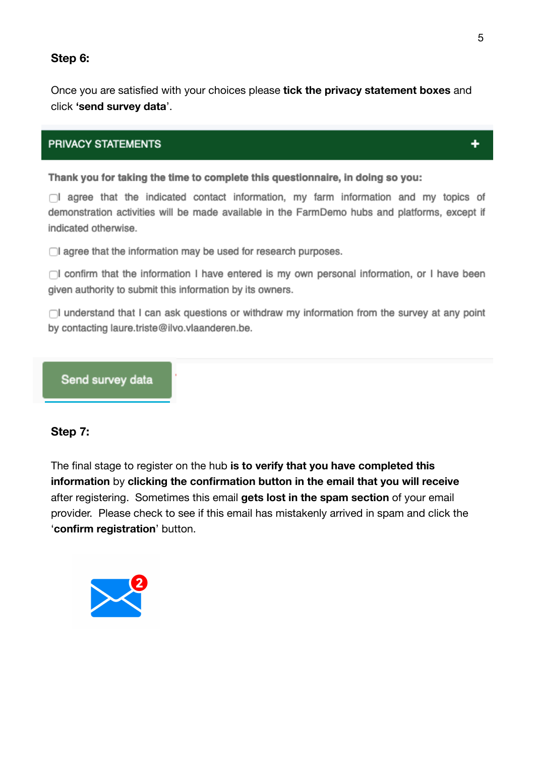**Step 6:**

Once you are satisfied with your choices please **tick the privacy statement boxes** and click **'send survey data**'.

PRIVACY STATEMENTS +

**Thank you for taking the time to complete this questionnaire, in doing so you:**

- ☐ I agree that the indicated contact information, my farm information and my topics of demonstration activities will be made available in the FarmDemo hubs and platforms, except if indicated otherwise.
- ☐ I agree that the information may be used for research purposes.
- ☐ I confirm that the information I have entered is my own personal information, or I have been given authority to submit this information by its owners.
- ☐ I understand that I can ask questions or withdraw my information from the survey at any point by contacting laure.triste@ilvo.vlaanderen.be.

Send survey data

**Step 7:**

The final stage to register on the hub **is to verify that you have completed this information** by **clicking the confirmation button in the email that you will receive** after registering. Sometimes this email **gets lost in the spam section** of your email provider. Please check to see if this email has mistakenly arrived in spam and click the '**confirm registration**' button.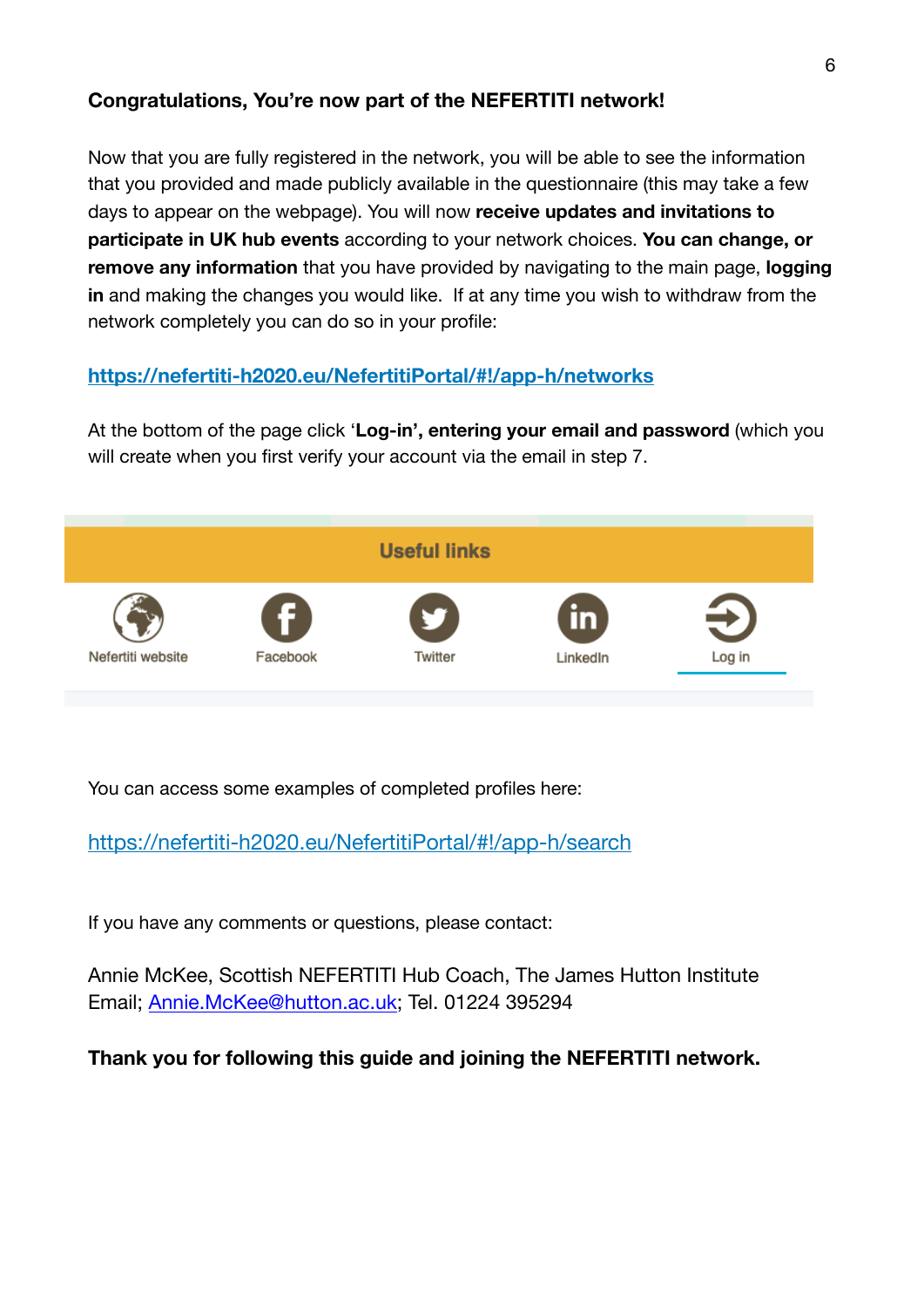**Congratulations, You're now part of the NEFERTITI network!**

Now that you are fully registered in the network, you will be able to see the information that you provided and made publicly available in the questionnaire (this may take a few days to appear on the webpage). You will now **receive updates and invitations to participate in UK hub events** according to your network choices. **You can change, or remove any information** that you have provided by navigating to the main page, **logging in** and making the changes you would like. If at any time you wish to withdraw from the network completely you can do so in your profile:

**https://nefertiti-h2020.eu/NefertitiPortal/#!/app-h/networks**

At the bottom of the page click '**Log-in', entering your email and password** (which you will create when you first verify your account via the email in step 7.

Useful links

Nefertiti website

Facebook

Twitter

LinkedIn

Log in

You can access some examples of completed profiles here:

https://nefertiti-h2020.eu/NefertitiPortal/#!/app-h/search

If you have any comments or questions, please contact:

Annie McKee, Scottish NEFERTITI Hub Coach, The James Hutton Institute
Email; Annie.McKee@hutton.ac.uk; Tel. 01224 395294

**Thank you for following this guide and joining the NEFERTITI network.**